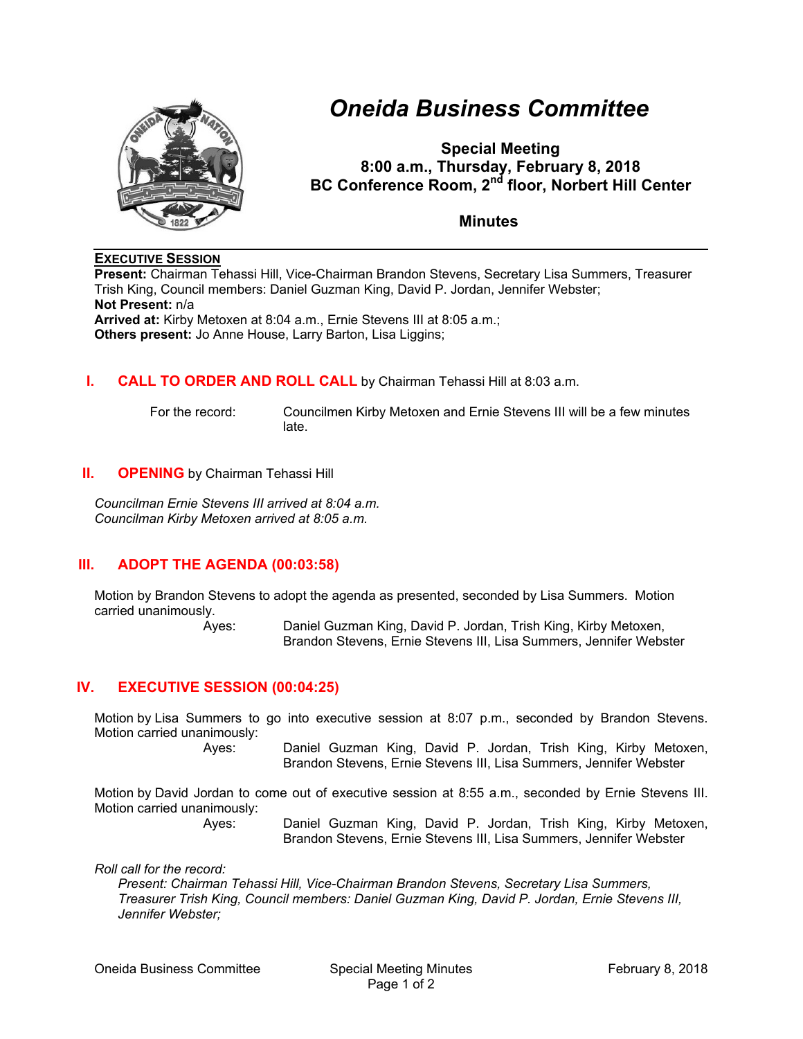# Oneida Business Committee

**Special Meeting**
**8:00 a.m., Thursday, February 8, 2018**
**BC Conference Room, 2nd floor, Norbert Hill Center**

**Minutes**

---

**EXECUTIVE SESSION**

**Present:** Chairman Tehassi Hill, Vice-Chairman Brandon Stevens, Secretary Lisa Summers, Treasurer Trish King, Council members: Daniel Guzman King, David P. Jordan, Jennifer Webster;
**Not Present:** n/a
**Arrived at:** Kirby Metoxen at 8:04 a.m., Ernie Stevens III at 8:05 a.m.;
**Others present:** Jo Anne House, Larry Barton, Lisa Liggins;

## I. CALL TO ORDER AND ROLL CALL by Chairman Tehassi Hill at 8:03 a.m.

For the record: Councilmen Kirby Metoxen and Ernie Stevens III will be a few minutes late.

## II. OPENING by Chairman Tehassi Hill

*Councilman Ernie Stevens III arrived at 8:04 a.m.*
*Councilman Kirby Metoxen arrived at 8:05 a.m.*

## III. ADOPT THE AGENDA (00:03:58)

Motion by Brandon Stevens to adopt the agenda as presented, seconded by Lisa Summers. Motion carried unanimously.

Ayes: Daniel Guzman King, David P. Jordan, Trish King, Kirby Metoxen, Brandon Stevens, Ernie Stevens III, Lisa Summers, Jennifer Webster

## IV. EXECUTIVE SESSION (00:04:25)

Motion by Lisa Summers to go into executive session at 8:07 p.m., seconded by Brandon Stevens. Motion carried unanimously:

Ayes: Daniel Guzman King, David P. Jordan, Trish King, Kirby Metoxen, Brandon Stevens, Ernie Stevens III, Lisa Summers, Jennifer Webster

Motion by David Jordan to come out of executive session at 8:55 a.m., seconded by Ernie Stevens III. Motion carried unanimously:

Ayes: Daniel Guzman King, David P. Jordan, Trish King, Kirby Metoxen, Brandon Stevens, Ernie Stevens III, Lisa Summers, Jennifer Webster

*Roll call for the record:*
*Present: Chairman Tehassi Hill, Vice-Chairman Brandon Stevens, Secretary Lisa Summers, Treasurer Trish King, Council members: Daniel Guzman King, David P. Jordan, Ernie Stevens III, Jennifer Webster;*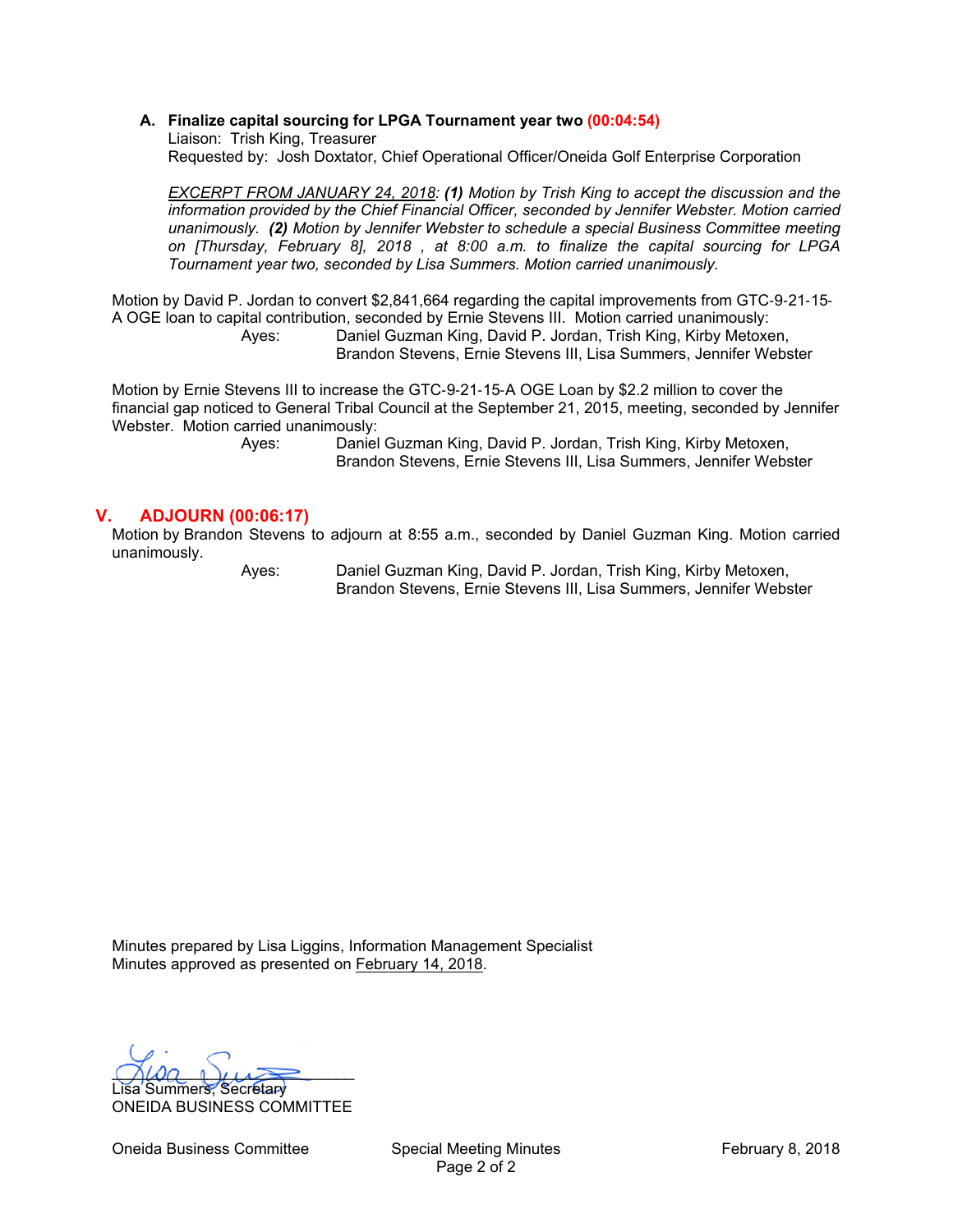**A. Finalize capital sourcing for LPGA Tournament year two (00:04:54)**
Liaison: Trish King, Treasurer
Requested by: Josh Doxtator, Chief Operational Officer/Oneida Golf Enterprise Corporation

*EXCERPT FROM JANUARY 24, 2018: **(1)** Motion by Trish King to accept the discussion and the information provided by the Chief Financial Officer, seconded by Jennifer Webster. Motion carried unanimously. **(2)** Motion by Jennifer Webster to schedule a special Business Committee meeting on [Thursday, February 8], 2018 , at 8:00 a.m. to finalize the capital sourcing for LPGA Tournament year two, seconded by Lisa Summers. Motion carried unanimously.*

Motion by David P. Jordan to convert $2,841,664 regarding the capital improvements from GTC-9-21-15-A OGE loan to capital contribution, seconded by Ernie Stevens III. Motion carried unanimously:

Ayes: Daniel Guzman King, David P. Jordan, Trish King, Kirby Metoxen, Brandon Stevens, Ernie Stevens III, Lisa Summers, Jennifer Webster

Motion by Ernie Stevens III to increase the GTC-9-21-15-A OGE Loan by $2.2 million to cover the financial gap noticed to General Tribal Council at the September 21, 2015, meeting, seconded by Jennifer Webster. Motion carried unanimously:

Ayes: Daniel Guzman King, David P. Jordan, Trish King, Kirby Metoxen, Brandon Stevens, Ernie Stevens III, Lisa Summers, Jennifer Webster

## V. ADJOURN (00:06:17)

Motion by Brandon Stevens to adjourn at 8:55 a.m., seconded by Daniel Guzman King. Motion carried unanimously.

Ayes: Daniel Guzman King, David P. Jordan, Trish King, Kirby Metoxen, Brandon Stevens, Ernie Stevens III, Lisa Summers, Jennifer Webster

Minutes prepared by Lisa Liggins, Information Management Specialist
Minutes approved as presented on February 14, 2018.

Lisa Summers, Secretary
ONEIDA BUSINESS COMMITTEE